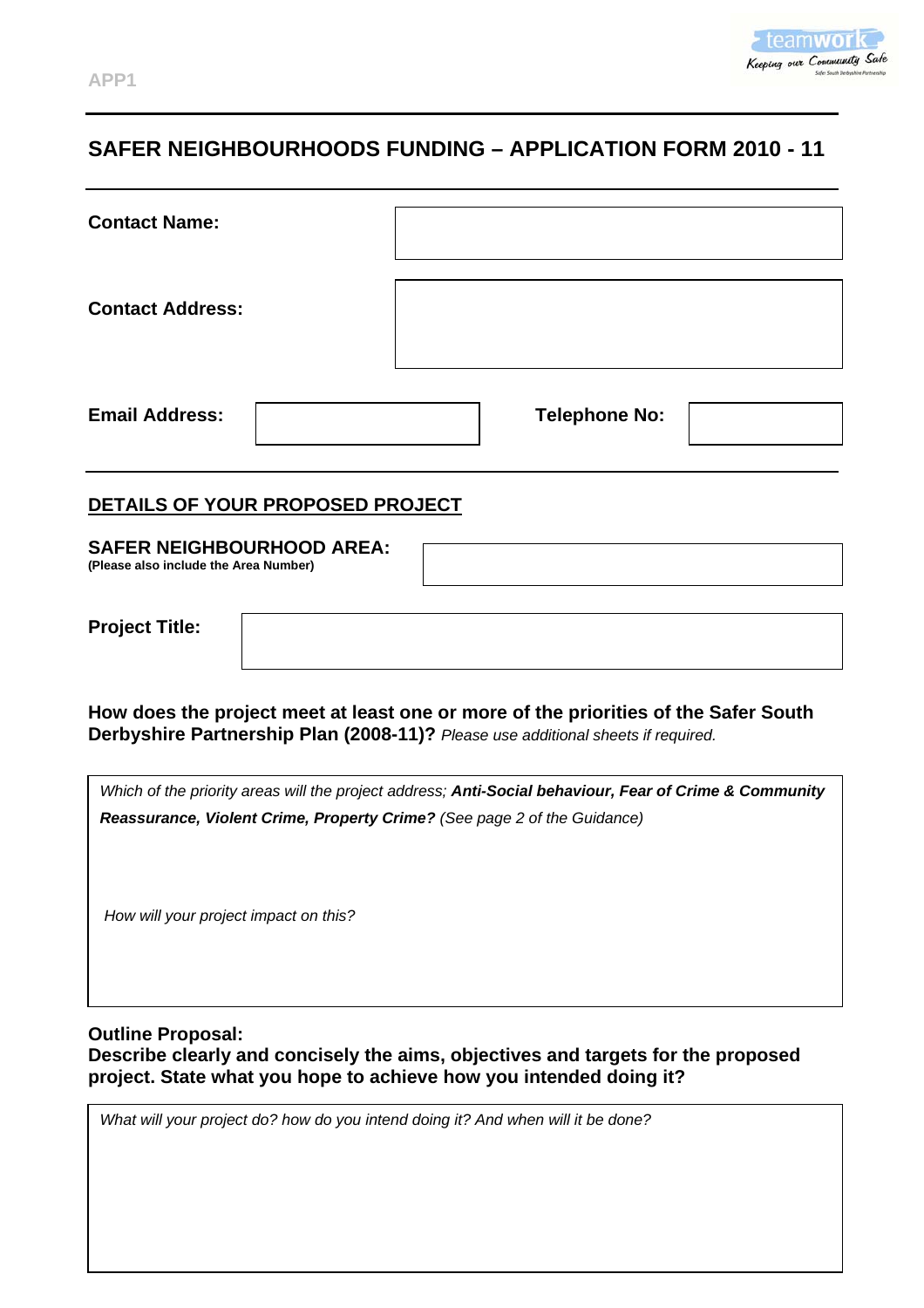APP1

# SAFER NEIGHBOURHOODS FUNDING – APPLICATION FORM 2010 - 11

**Contact Name:**

**Contact Address:**

**Email Address:** | **Telephone No:**

## DETAILS OF YOUR PROPOSED PROJECT

**SAFER NEIGHBOURHOOD AREA:**
**(Please also include the Area Number)**

**Project Title:**

**How does the project meet at least one or more of the priorities of the Safer South Derbyshire Partnership Plan (2008-11)?** *Please use additional sheets if required.*

*Which of the priority areas will the project address;* ***Anti-Social behaviour, Fear of Crime & Community Reassurance, Violent Crime, Property Crime?*** *(See page 2 of the Guidance)*

*How will your project impact on this?*

**Outline Proposal:**
**Describe clearly and concisely the aims, objectives and targets for the proposed project. State what you hope to achieve how you intended doing it?**

*What will your project do? how do you intend doing it? And when will it be done?*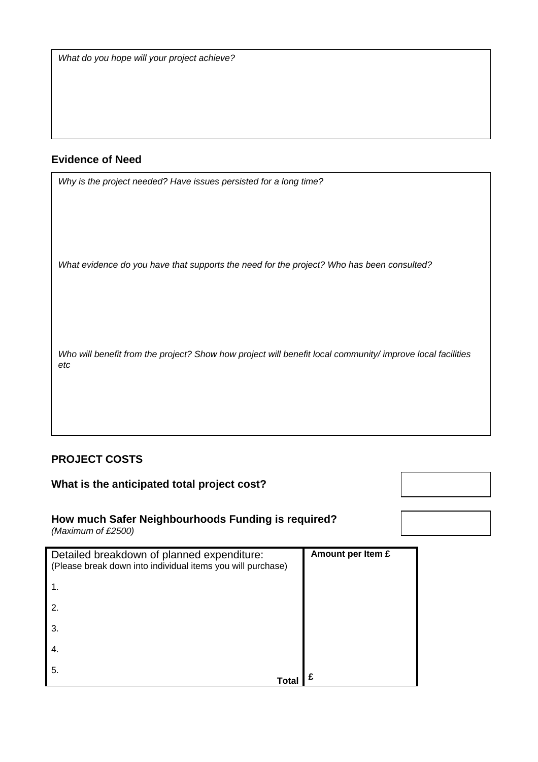*What do you hope will your project achieve?*

## Evidence of Need

*Why is the project needed? Have issues persisted for a long time?*

*What evidence do you have that supports the need for the project? Who has been consulted?*

*Who will benefit from the project? Show how project will benefit local community/ improve local facilities etc*

## PROJECT COSTS

**What is the anticipated total project cost?**

**How much Safer Neighbourhoods Funding is required?**
*(Maximum of £2500)*

| Detailed breakdown of planned expenditure: (Please break down into individual items you will purchase) | **Amount per Item £** |
| --- | --- |
| 1. | |
| 2. | |
| 3. | |
| 4. | |
| 5. | |
| **Total** | **£** |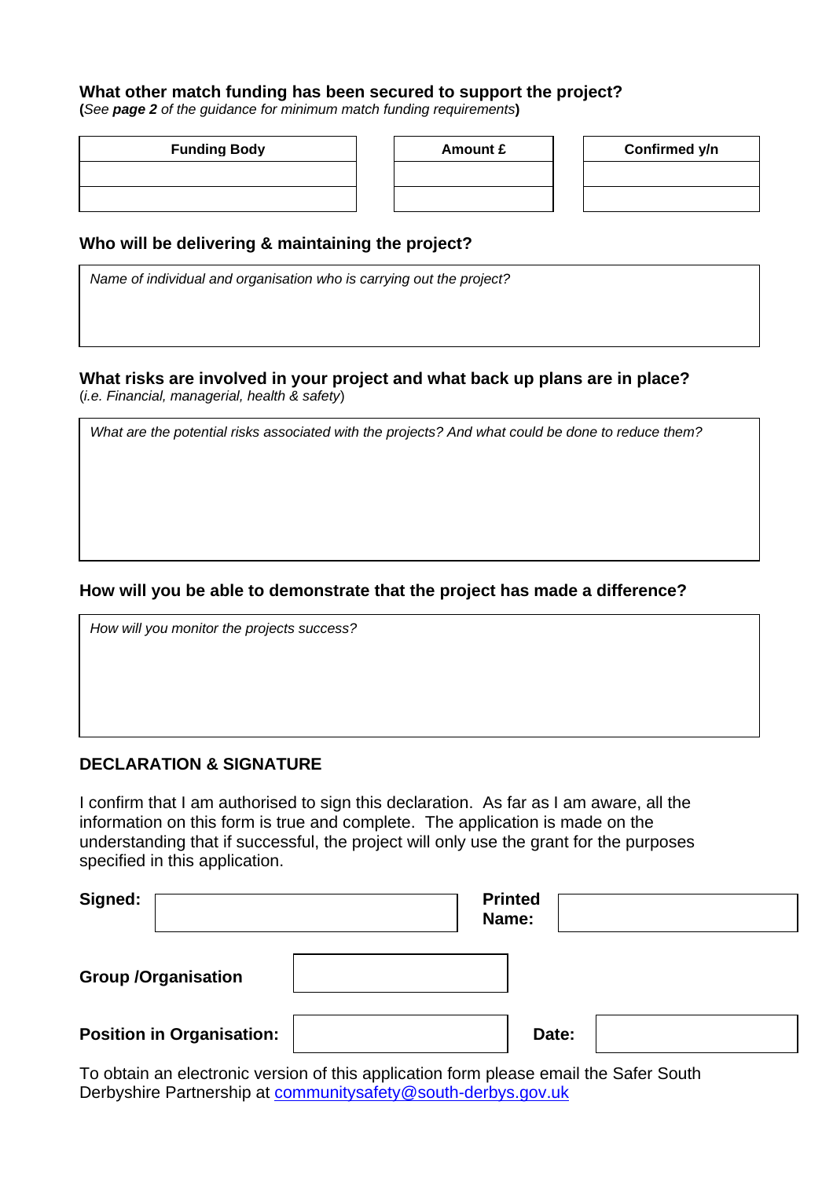### What other match funding has been secured to support the project?

**(***See **page 2** of the guidance for minimum match funding requirements***)**

| Funding Body | Amount £ | Confirmed y/n |
|---|---|---|
| | | |
| | | |

### Who will be delivering & maintaining the project?

*Name of individual and organisation who is carrying out the project?*

### What risks are involved in your project and what back up plans are in place?

(*i.e. Financial, managerial, health & safety*)

*What are the potential risks associated with the projects? And what could be done to reduce them?*

### How will you be able to demonstrate that the project has made a difference?

*How will you monitor the projects success?*

### DECLARATION & SIGNATURE

I confirm that I am authorised to sign this declaration. As far as I am aware, all the information on this form is true and complete. The application is made on the understanding that if successful, the project will only use the grant for the purposes specified in this application.

**Signed:**

**Printed Name:**

**Group /Organisation**

**Position in Organisation:**

**Date:**

To obtain an electronic version of this application form please email the Safer South Derbyshire Partnership at communitysafety@south-derbys.gov.uk